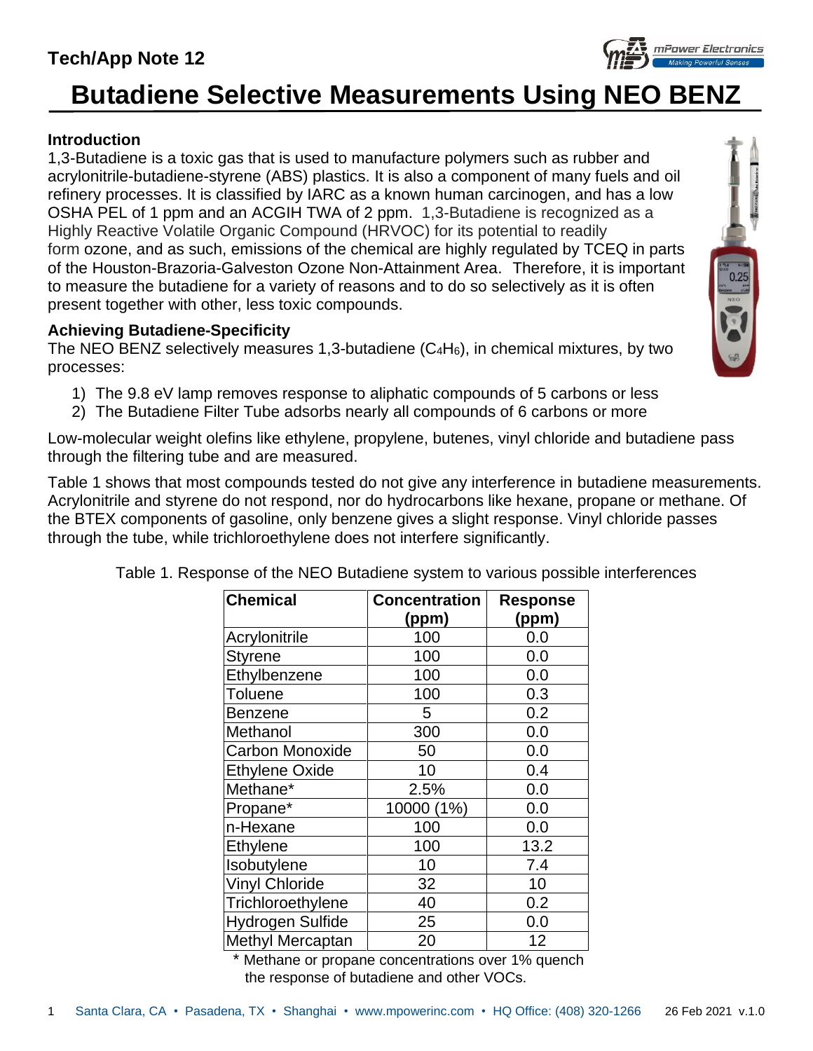Tech/App Note 12

# Butadiene Selective Measurements Using NEO BENZ

### Introduction

1,3-Butadiene is a toxic gas that is used to manufacture polymers such as rubber and acrylonitrile-butadiene-styrene (ABS) plastics. It is also a component of many fuels and oil refinery processes. It is classified by IARC as a known human carcinogen, and has a low OSHA PEL of 1 ppm and an ACGIH TWA of 2 ppm. 1,3-Butadiene is recognized as a Highly Reactive Volatile Organic Compound (HRVOC) for its potential to readily form ozone, and as such, emissions of the chemical are highly regulated by TCEQ in parts of the Houston-Brazoria-Galveston Ozone Non-Attainment Area. Therefore, it is important to measure the butadiene for a variety of reasons and to do so selectively as it is often present together with other, less toxic compounds.

### Achieving Butadiene-Specificity

The NEO BENZ selectively measures 1,3-butadiene ($C_4H_6$), in chemical mixtures, by two processes:

1) The 9.8 eV lamp removes response to aliphatic compounds of 5 carbons or less
2) The Butadiene Filter Tube adsorbs nearly all compounds of 6 carbons or more

Low-molecular weight olefins like ethylene, propylene, butenes, vinyl chloride and butadiene pass through the filtering tube and are measured.

Table 1 shows that most compounds tested do not give any interference in butadiene measurements. Acrylonitrile and styrene do not respond, nor do hydrocarbons like hexane, propane or methane. Of the BTEX components of gasoline, only benzene gives a slight response. Vinyl chloride passes through the tube, while trichloroethylene does not interfere significantly.

Table 1. Response of the NEO Butadiene system to various possible interferences

| Chemical | Concentration (ppm) | Response (ppm) |
|---|---|---|
| Acrylonitrile | 100 | 0.0 |
| Styrene | 100 | 0.0 |
| Ethylbenzene | 100 | 0.0 |
| Toluene | 100 | 0.3 |
| Benzene | 5 | 0.2 |
| Methanol | 300 | 0.0 |
| Carbon Monoxide | 50 | 0.0 |
| Ethylene Oxide | 10 | 0.4 |
| Methane* | 2.5% | 0.0 |
| Propane* | 10000 (1%) | 0.0 |
| n-Hexane | 100 | 0.0 |
| Ethylene | 100 | 13.2 |
| Isobutylene | 10 | 7.4 |
| Vinyl Chloride | 32 | 10 |
| Trichloroethylene | 40 | 0.2 |
| Hydrogen Sulfide | 25 | 0.0 |
| Methyl Mercaptan | 20 | 12 |

\* Methane or propane concentrations over 1% quench the response of butadiene and other VOCs.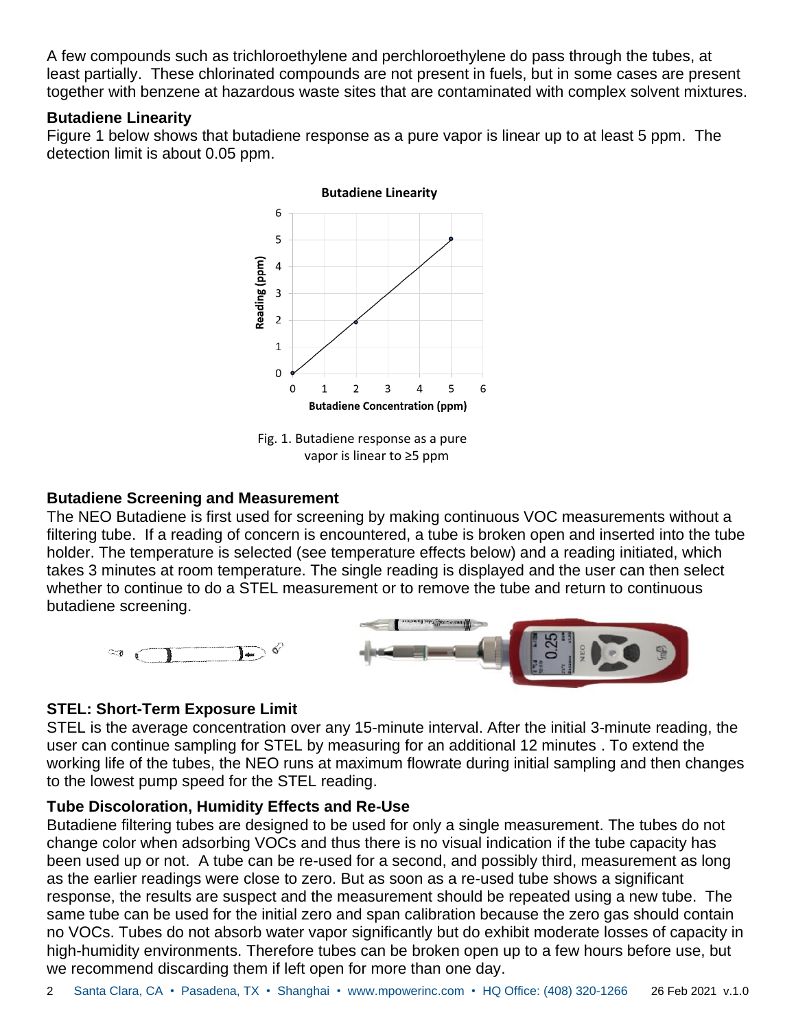A few compounds such as trichloroethylene and perchloroethylene do pass through the tubes, at least partially. These chlorinated compounds are not present in fuels, but in some cases are present together with benzene at hazardous waste sites that are contaminated with complex solvent mixtures.

### Butadiene Linearity

Figure 1 below shows that butadiene response as a pure vapor is linear up to at least 5 ppm. The detection limit is about 0.05 ppm.

Fig. 1. Butadiene response as a pure vapor is linear to ≥5 ppm

### Butadiene Screening and Measurement

The NEO Butadiene is first used for screening by making continuous VOC measurements without a filtering tube. If a reading of concern is encountered, a tube is broken open and inserted into the tube holder. The temperature is selected (see temperature effects below) and a reading initiated, which takes 3 minutes at room temperature. The single reading is displayed and the user can then select whether to continue to do a STEL measurement or to remove the tube and return to continuous butadiene screening.

### STEL: Short-Term Exposure Limit

STEL is the average concentration over any 15-minute interval. After the initial 3-minute reading, the user can continue sampling for STEL by measuring for an additional 12 minutes . To extend the working life of the tubes, the NEO runs at maximum flowrate during initial sampling and then changes to the lowest pump speed for the STEL reading.

### Tube Discoloration, Humidity Effects and Re-Use

Butadiene filtering tubes are designed to be used for only a single measurement. The tubes do not change color when adsorbing VOCs and thus there is no visual indication if the tube capacity has been used up or not. A tube can be re-used for a second, and possibly third, measurement as long as the earlier readings were close to zero. But as soon as a re-used tube shows a significant response, the results are suspect and the measurement should be repeated using a new tube. The same tube can be used for the initial zero and span calibration because the zero gas should contain no VOCs. Tubes do not absorb water vapor significantly but do exhibit moderate losses of capacity in high-humidity environments. Therefore tubes can be broken open up to a few hours before use, but we recommend discarding them if left open for more than one day.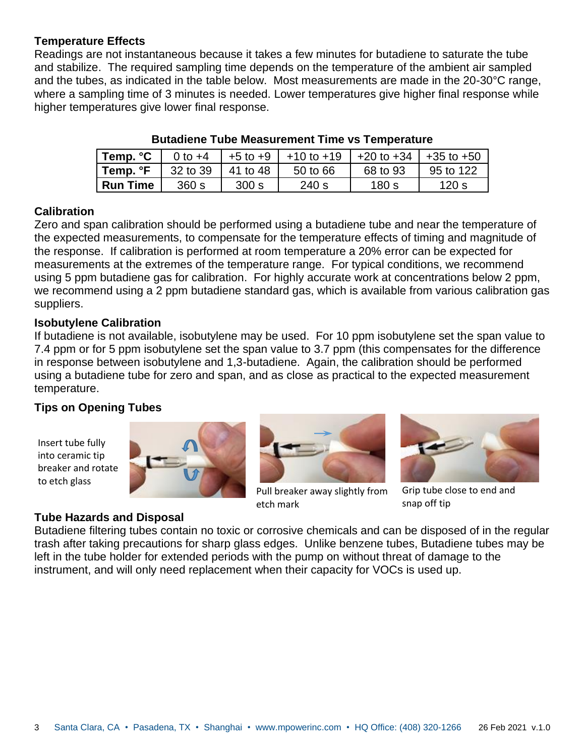## Temperature Effects

Readings are not instantaneous because it takes a few minutes for butadiene to saturate the tube and stabilize. The required sampling time depends on the temperature of the ambient air sampled and the tubes, as indicated in the table below. Most measurements are made in the 20-30°C range, where a sampling time of 3 minutes is needed. Lower temperatures give higher final response while higher temperatures give lower final response.

**Butadiene Tube Measurement Time vs Temperature**

| Temp. °C | 0 to +4 | +5 to +9 | +10 to +19 | +20 to +34 | +35 to +50 |
|---|---|---|---|---|---|
| Temp. °F | 32 to 39 | 41 to 48 | 50 to 66 | 68 to 93 | 95 to 122 |
| Run Time | 360 s | 300 s | 240 s | 180 s | 120 s |

## Calibration

Zero and span calibration should be performed using a butadiene tube and near the temperature of the expected measurements, to compensate for the temperature effects of timing and magnitude of the response. If calibration is performed at room temperature a 20% error can be expected for measurements at the extremes of the temperature range. For typical conditions, we recommend using 5 ppm butadiene gas for calibration. For highly accurate work at concentrations below 2 ppm, we recommend using a 2 ppm butadiene standard gas, which is available from various calibration gas suppliers.

## Isobutylene Calibration

If butadiene is not available, isobutylene may be used. For 10 ppm isobutylene set the span value to 7.4 ppm or for 5 ppm isobutylene set the span value to 3.7 ppm (this compensates for the difference in response between isobutylene and 1,3-butadiene. Again, the calibration should be performed using a butadiene tube for zero and span, and as close as practical to the expected measurement temperature.

## Tips on Opening Tubes

Insert tube fully into ceramic tip breaker and rotate to etch glass

Pull breaker away slightly from etch mark

Grip tube close to end and snap off tip

## Tube Hazards and Disposal

Butadiene filtering tubes contain no toxic or corrosive chemicals and can be disposed of in the regular trash after taking precautions for sharp glass edges. Unlike benzene tubes, Butadiene tubes may be left in the tube holder for extended periods with the pump on without threat of damage to the instrument, and will only need replacement when their capacity for VOCs is used up.